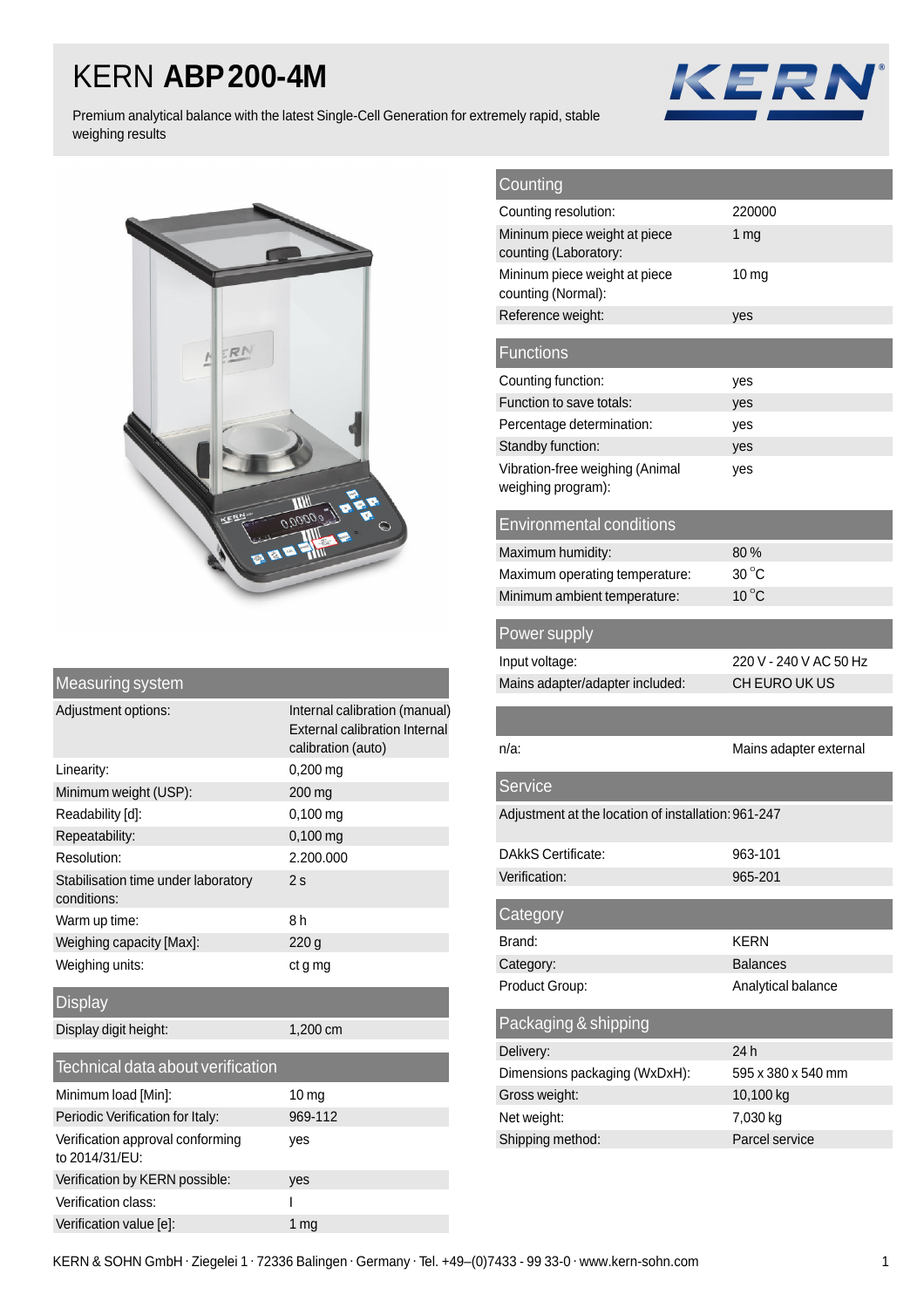# KERN **ABP 200-4M**

Premium analytical balance with the latest Single-Cell Generation for extremely rapid, stable weighing results

## Measuring system

| | |
|---|---|
| Adjustment options: | Internal calibration (manual) External calibration Internal calibration (auto) |
| Linearity: | 0,200 mg |
| Minimum weight (USP): | 200 mg |
| Readability [d]: | 0,100 mg |
| Repeatability: | 0,100 mg |
| Resolution: | 2.200.000 |
| Stabilisation time under laboratory conditions: | 2 s |
| Warm up time: | 8 h |
| Weighing capacity [Max]: | 220 g |
| Weighing units: | ct g mg |

## Display

| | |
|---|---|
| Display digit height: | 1,200 cm |

## Technical data about verification

| | |
|---|---|
| Minimum load [Min]: | 10 mg |
| Periodic Verification for Italy: | 969-112 |
| Verification approval conforming to 2014/31/EU: | yes |
| Verification by KERN possible: | yes |
| Verification class: | I |
| Verification value [e]: | 1 mg |

## Counting

| | |
|---|---|
| Counting resolution: | 220000 |
| Mininum piece weight at piece counting (Laboratory): | 1 mg |
| Mininum piece weight at piece counting (Normal): | 10 mg |
| Reference weight: | yes |

## Functions

| | |
|---|---|
| Counting function: | yes |
| Function to save totals: | yes |
| Percentage determination: | yes |
| Standby function: | yes |
| Vibration-free weighing (Animal weighing program): | yes |

## Environmental conditions

| | |
|---|---|
| Maximum humidity: | 80 % |
| Maximum operating temperature: | 30 °C |
| Minimum ambient temperature: | 10 °C |

## Power supply

| | |
|---|---|
| Input voltage: | 220 V - 240 V AC 50 Hz |
| Mains adapter/adapter included: | CH EURO UK US |

| | |
|---|---|
| n/a: | Mains adapter external |

## Service

| | |
|---|---|
| Adjustment at the location of installation: | 961-247 |
| DAkkS Certificate: | 963-101 |
| Verification: | 965-201 |

## Category

| | |
|---|---|
| Brand: | KERN |
| Category: | Balances |
| Product Group: | Analytical balance |

## Packaging & shipping

| | |
|---|---|
| Delivery: | 24 h |
| Dimensions packaging (WxDxH): | 595 x 380 x 540 mm |
| Gross weight: | 10,100 kg |
| Net weight: | 7,030 kg |
| Shipping method: | Parcel service |

KERN & SOHN GmbH · Ziegelei 1 · 72336 Balingen · Germany · Tel. +49–(0)7433 - 99 33-0 · www.kern-sohn.com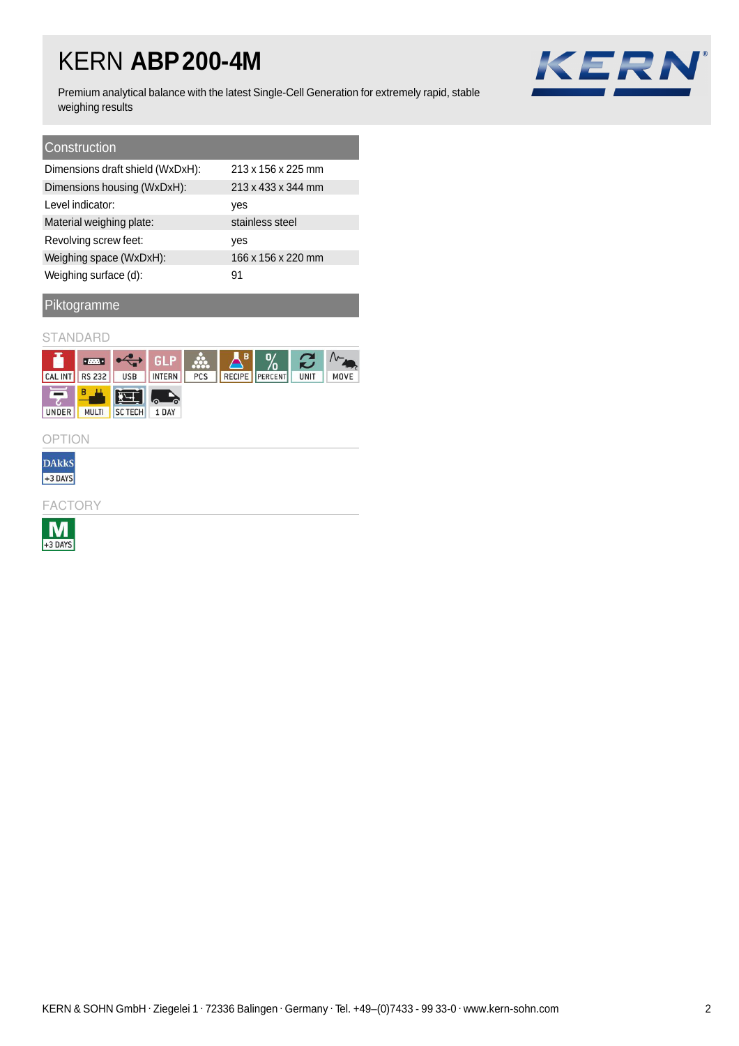# KERN **ABP 200-4M**

Premium analytical balance with the latest Single-Cell Generation for extremely rapid, stable weighing results

## Construction

| | |
|---|---|
| Dimensions draft shield (WxDxH): | 213 x 156 x 225 mm |
| Dimensions housing (WxDxH): | 213 x 433 x 344 mm |
| Level indicator: | yes |
| Material weighing plate: | stainless steel |
| Revolving screw feet: | yes |
| Weighing space (WxDxH): | 166 x 156 x 220 mm |
| Weighing surface (d): | 91 |

## Piktogramme

### STANDARD

CAL INT · RS 232 · USB · INTERN · PCS · RECIPE · PERCENT · UNIT · MOVE · UNDER · MULTI · SC TECH · 1 DAY

### OPTION

DAkkS +3 DAYS

### FACTORY

M +3 DAYS

KERN & SOHN GmbH · Ziegelei 1 · 72336 Balingen · Germany · Tel. +49–(0)7433 - 99 33-0 · www.kern-sohn.com